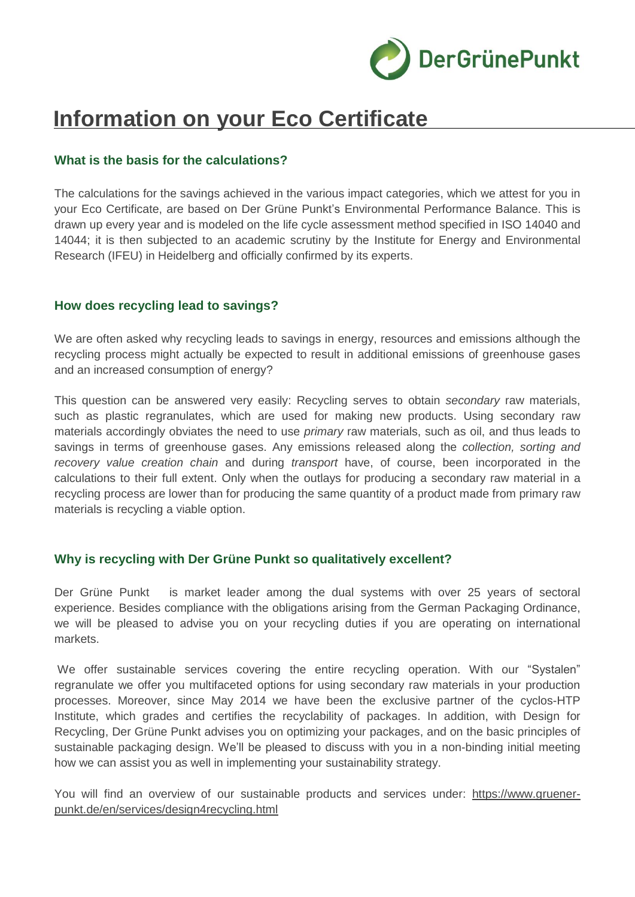DerGrünePunkt

# Information on your Eco Certificate

## What is the basis for the calculations?

The calculations for the savings achieved in the various impact categories, which we attest for you in your Eco Certificate, are based on Der Grüne Punkt's Environmental Performance Balance. This is drawn up every year and is modeled on the life cycle assessment method specified in ISO 14040 and 14044; it is then subjected to an academic scrutiny by the Institute for Energy and Environmental Research (IFEU) in Heidelberg and officially confirmed by its experts.

## How does recycling lead to savings?

We are often asked why recycling leads to savings in energy, resources and emissions although the recycling process might actually be expected to result in additional emissions of greenhouse gases and an increased consumption of energy?

This question can be answered very easily: Recycling serves to obtain *secondary* raw materials, such as plastic regranulates, which are used for making new products. Using secondary raw materials accordingly obviates the need to use *primary* raw materials, such as oil, and thus leads to savings in terms of greenhouse gases. Any emissions released along the *collection, sorting and recovery value creation chain* and during *transport* have, of course, been incorporated in the calculations to their full extent. Only when the outlays for producing a secondary raw material in a recycling process are lower than for producing the same quantity of a product made from primary raw materials is recycling a viable option.

## Why is recycling with Der Grüne Punkt so qualitatively excellent?

Der Grüne Punkt is market leader among the dual systems with over 25 years of sectoral experience. Besides compliance with the obligations arising from the German Packaging Ordinance, we will be pleased to advise you on your recycling duties if you are operating on international markets.

We offer sustainable services covering the entire recycling operation. With our "Systalen" regranulate we offer you multifaceted options for using secondary raw materials in your production processes. Moreover, since May 2014 we have been the exclusive partner of the cyclos-HTP Institute, which grades and certifies the recyclability of packages. In addition, with Design for Recycling, Der Grüne Punkt advises you on optimizing your packages, and on the basic principles of sustainable packaging design. We'll be pleased to discuss with you in a non-binding initial meeting how we can assist you as well in implementing your sustainability strategy.

You will find an overview of our sustainable products and services under: https://www.gruener-punkt.de/en/services/design4recycling.html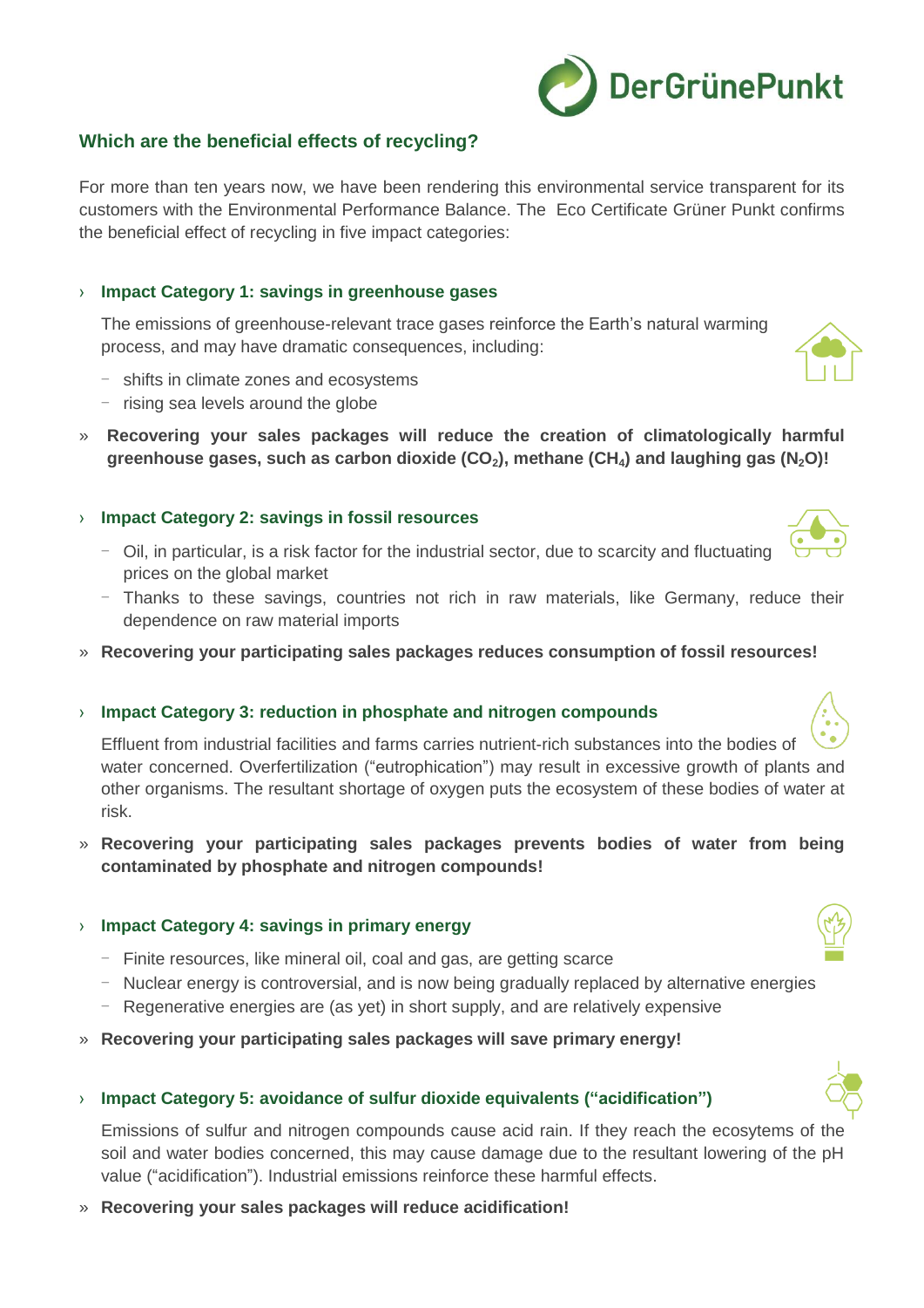## Which are the beneficial effects of recycling?

For more than ten years now, we have been rendering this environmental service transparent for its customers with the Environmental Performance Balance. The Eco Certificate Grüner Punkt confirms the beneficial effect of recycling in five impact categories:

› **Impact Category 1: savings in greenhouse gases**

The emissions of greenhouse-relevant trace gases reinforce the Earth's natural warming process, and may have dramatic consequences, including:

- shifts in climate zones and ecosystems
- rising sea levels around the globe

» **Recovering your sales packages will reduce the creation of climatologically harmful greenhouse gases, such as carbon dioxide ($CO_2$), methane ($CH_4$) and laughing gas ($N_2O$)!**

› **Impact Category 2: savings in fossil resources**

- Oil, in particular, is a risk factor for the industrial sector, due to scarcity and fluctuating prices on the global market
- Thanks to these savings, countries not rich in raw materials, like Germany, reduce their dependence on raw material imports

» **Recovering your participating sales packages reduces consumption of fossil resources!**

› **Impact Category 3: reduction in phosphate and nitrogen compounds**

Effluent from industrial facilities and farms carries nutrient-rich substances into the bodies of water concerned. Overfertilization ("eutrophication") may result in excessive growth of plants and other organisms. The resultant shortage of oxygen puts the ecosystem of these bodies of water at risk.

» **Recovering your participating sales packages prevents bodies of water from being contaminated by phosphate and nitrogen compounds!**

› **Impact Category 4: savings in primary energy**

- Finite resources, like mineral oil, coal and gas, are getting scarce
- Nuclear energy is controversial, and is now being gradually replaced by alternative energies
- Regenerative energies are (as yet) in short supply, and are relatively expensive

» **Recovering your participating sales packages will save primary energy!**

› **Impact Category 5: avoidance of sulfur dioxide equivalents ("acidification")**

Emissions of sulfur and nitrogen compounds cause acid rain. If they reach the ecosytems of the soil and water bodies concerned, this may cause damage due to the resultant lowering of the pH value ("acidification"). Industrial emissions reinforce these harmful effects.

» **Recovering your sales packages will reduce acidification!**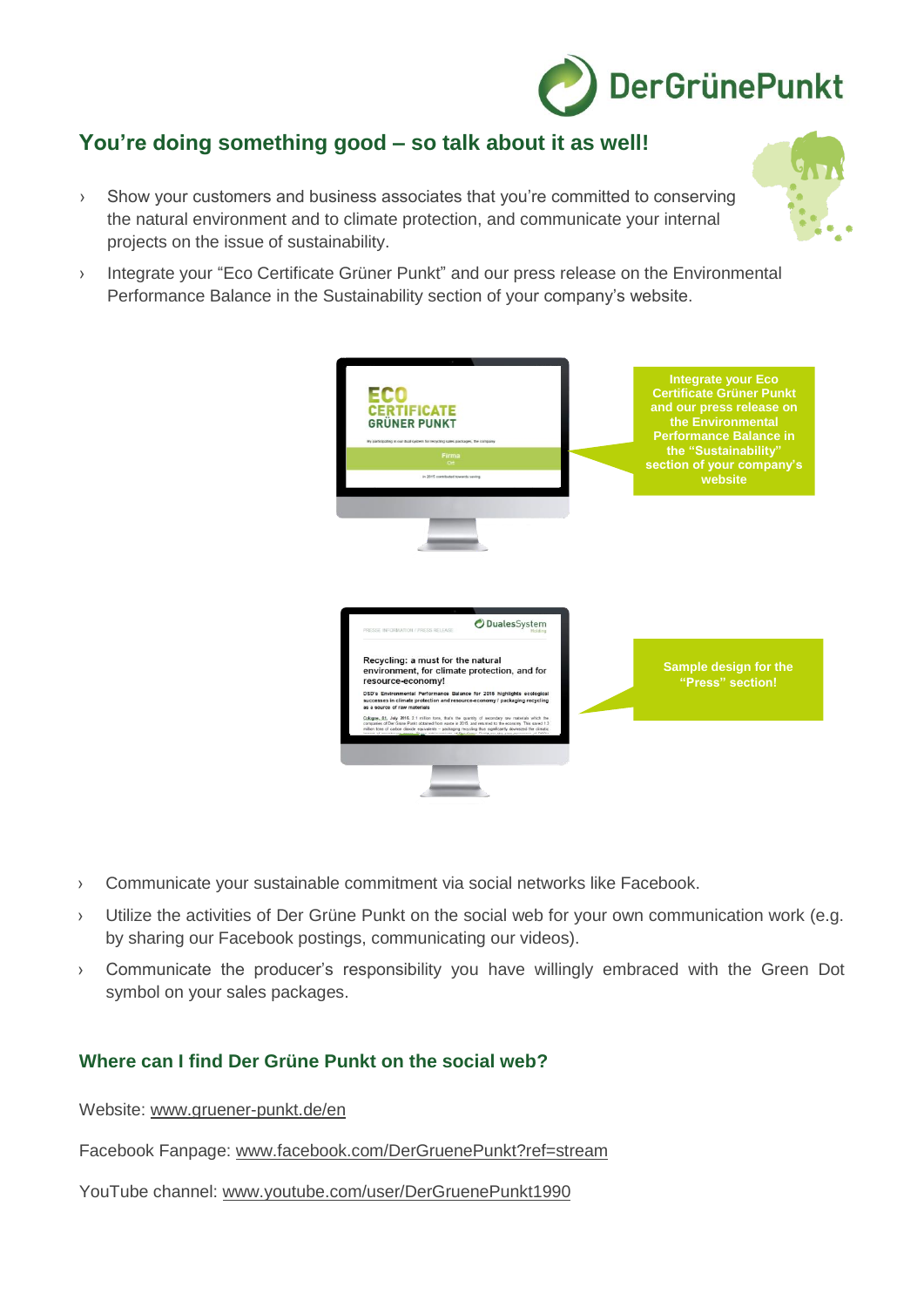## You're doing something good – so talk about it as well!

- Show your customers and business associates that you're committed to conserving the natural environment and to climate protection, and communicate your internal projects on the issue of sustainability.
- Integrate your "Eco Certificate Grüner Punkt" and our press release on the Environmental Performance Balance in the Sustainability section of your company's website.

Integrate your Eco Certificate Grüner Punkt and our press release on the Environmental Performance Balance in the "Sustainability" section of your company's website

Sample design for the "Press" section!

- Communicate your sustainable commitment via social networks like Facebook.
- Utilize the activities of Der Grüne Punkt on the social web for your own communication work (e.g. by sharing our Facebook postings, communicating our videos).
- Communicate the producer's responsibility you have willingly embraced with the Green Dot symbol on your sales packages.

### Where can I find Der Grüne Punkt on the social web?

Website: www.gruener-punkt.de/en

Facebook Fanpage: www.facebook.com/DerGruenePunkt?ref=stream

YouTube channel: www.youtube.com/user/DerGruenePunkt1990